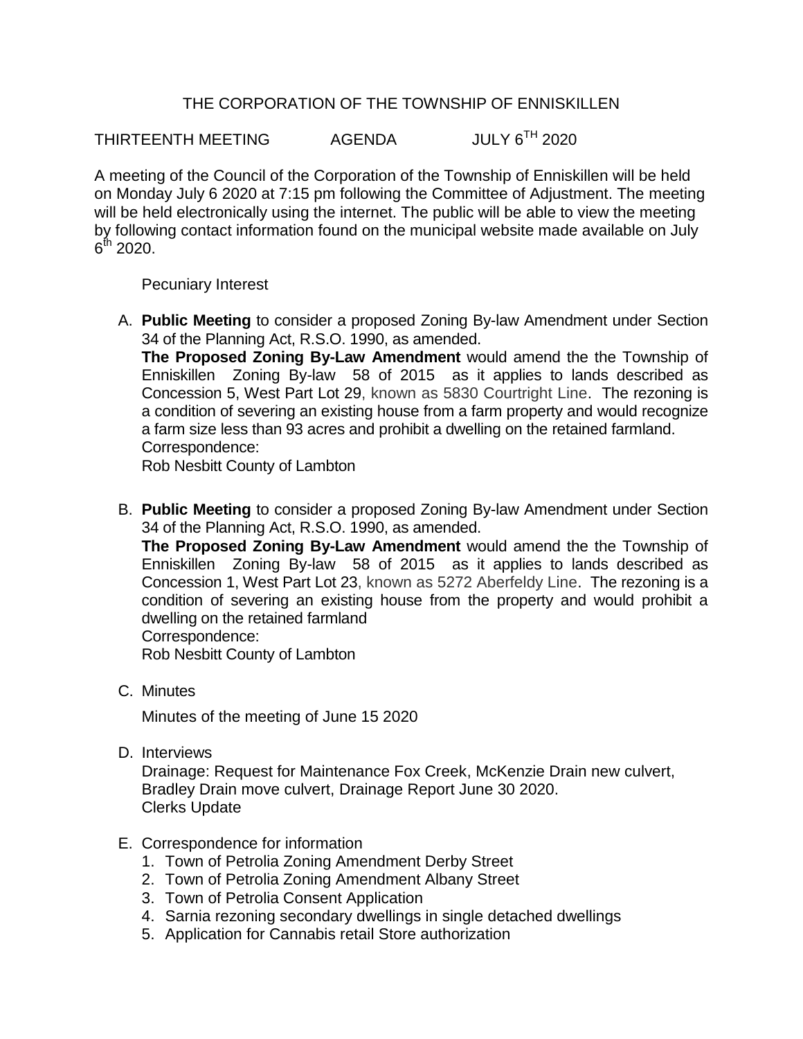# THE CORPORATION OF THE TOWNSHIP OF ENNISKILLEN

THIRTEENTH MEETING AGENDA JULY 6TH 2020

A meeting of the Council of the Corporation of the Township of Enniskillen will be held on Monday July 6 2020 at 7:15 pm following the Committee of Adjustment. The meeting will be held electronically using the internet. The public will be able to view the meeting by following contact information found on the municipal website made available on July 6th 2020.

Pecuniary Interest

A. **Public Meeting** to consider a proposed Zoning By-law Amendment under Section 34 of the Planning Act, R.S.O. 1990, as amended.
   **The Proposed Zoning By-Law Amendment** would amend the the Township of Enniskillen Zoning By-law 58 of 2015 as it applies to lands described as Concession 5, West Part Lot 29, known as 5830 Courtright Line. The rezoning is a condition of severing an existing house from a farm property and would recognize a farm size less than 93 acres and prohibit a dwelling on the retained farmland.
   Correspondence:
   Rob Nesbitt County of Lambton

B. **Public Meeting** to consider a proposed Zoning By-law Amendment under Section 34 of the Planning Act, R.S.O. 1990, as amended.
   **The Proposed Zoning By-Law Amendment** would amend the the Township of Enniskillen Zoning By-law 58 of 2015 as it applies to lands described as Concession 1, West Part Lot 23, known as 5272 Aberfeldy Line. The rezoning is a condition of severing an existing house from the property and would prohibit a dwelling on the retained farmland
   Correspondence:
   Rob Nesbitt County of Lambton

C. Minutes

   Minutes of the meeting of June 15 2020

D. Interviews
   Drainage: Request for Maintenance Fox Creek, McKenzie Drain new culvert, Bradley Drain move culvert, Drainage Report June 30 2020.
   Clerks Update

E. Correspondence for information
   1. Town of Petrolia Zoning Amendment Derby Street
   2. Town of Petrolia Zoning Amendment Albany Street
   3. Town of Petrolia Consent Application
   4. Sarnia rezoning secondary dwellings in single detached dwellings
   5. Application for Cannabis retail Store authorization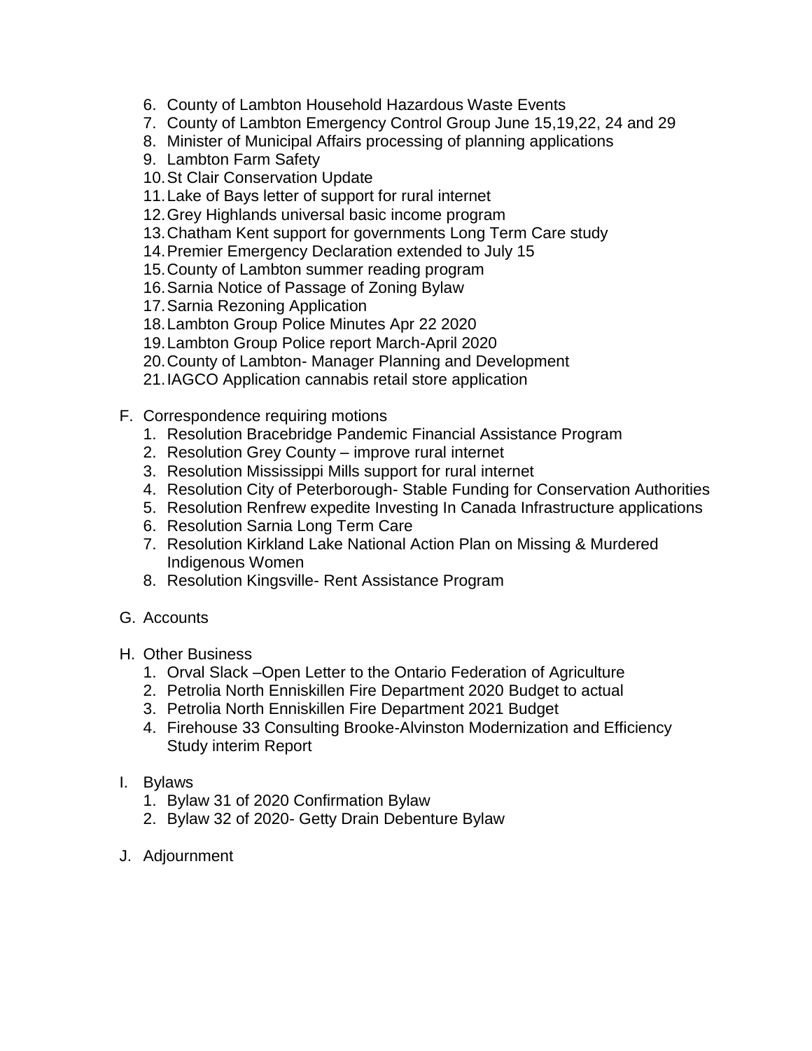6. County of Lambton Household Hazardous Waste Events
7. County of Lambton Emergency Control Group June 15,19,22, 24 and 29
8. Minister of Municipal Affairs processing of planning applications
9. Lambton Farm Safety
10. St Clair Conservation Update
11. Lake of Bays letter of support for rural internet
12. Grey Highlands universal basic income program
13. Chatham Kent support for governments Long Term Care study
14. Premier Emergency Declaration extended to July 15
15. County of Lambton summer reading program
16. Sarnia Notice of Passage of Zoning Bylaw
17. Sarnia Rezoning Application
18. Lambton Group Police Minutes Apr 22 2020
19. Lambton Group Police report March-April 2020
20. County of Lambton- Manager Planning and Development
21. IAGCO Application cannabis retail store application

F. Correspondence requiring motions
   1. Resolution Bracebridge Pandemic Financial Assistance Program
   2. Resolution Grey County – improve rural internet
   3. Resolution Mississippi Mills support for rural internet
   4. Resolution City of Peterborough- Stable Funding for Conservation Authorities
   5. Resolution Renfrew expedite Investing In Canada Infrastructure applications
   6. Resolution Sarnia Long Term Care
   7. Resolution Kirkland Lake National Action Plan on Missing & Murdered Indigenous Women
   8. Resolution Kingsville- Rent Assistance Program

G. Accounts

H. Other Business
   1. Orval Slack –Open Letter to the Ontario Federation of Agriculture
   2. Petrolia North Enniskillen Fire Department 2020 Budget to actual
   3. Petrolia North Enniskillen Fire Department 2021 Budget
   4. Firehouse 33 Consulting Brooke-Alvinston Modernization and Efficiency Study interim Report

I. Bylaws
   1. Bylaw 31 of 2020 Confirmation Bylaw
   2. Bylaw 32 of 2020- Getty Drain Debenture Bylaw

J. Adjournment